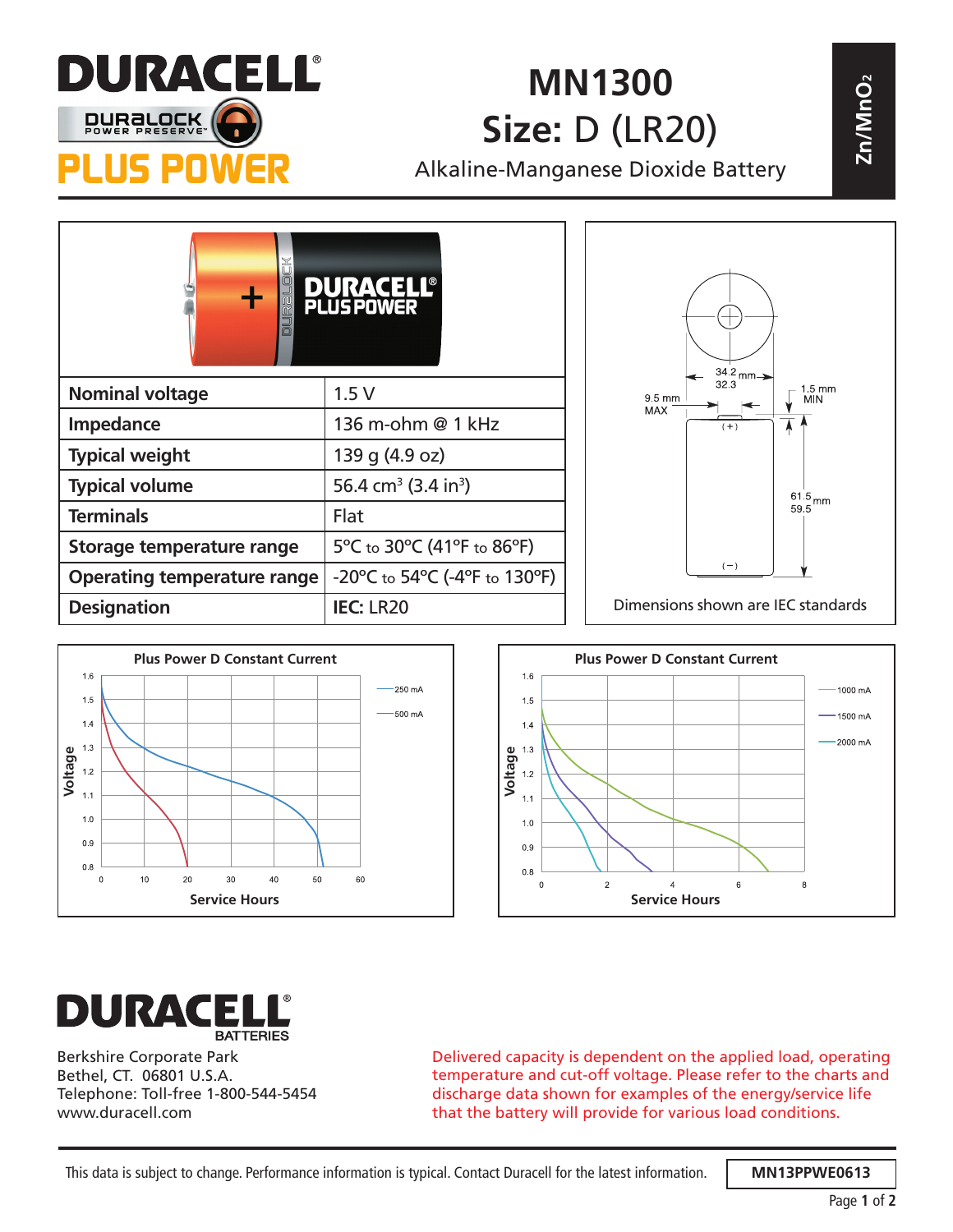# DURACELL

DURALOCK POWER PRESERVE™

**PLUS POWER**

# MN1300

# Size: D (LR20)

Alkaline-Manganese Dioxide Battery

**$Zn/MnO_2$**

| | |
|---|---|
| **Nominal voltage** | 1.5 V |
| **Impedance** | 136 m-ohm @ 1 kHz |
| **Typical weight** | 139 g (4.9 oz) |
| **Typical volume** | 56.4 cm³ (3.4 in³) |
| **Terminals** | Flat |
| **Storage temperature range** | 5°C to 30°C (41°F to 86°F) |
| **Operating temperature range** | -20°C to 54°C (-4°F to 130°F) |
| **Designation** | **IEC:** LR20 |

34.2 / 32.3 mm

9.5 mm MAX

1.5 mm MIN

61.5 / 59.5 mm

(+)

(−)

Dimensions shown are IEC standards

**Plus Power D Constant Current**

250 mA

500 mA

Voltage

Service Hours

**Plus Power D Constant Current**

1000 mA

1500 mA

2000 mA

Voltage

Service Hours

**DURACELL** BATTERIES

Berkshire Corporate Park
Bethel, CT. 06801 U.S.A.
Telephone: Toll-free 1-800-544-5454
www.duracell.com

Delivered capacity is dependent on the applied load, operating temperature and cut-off voltage. Please refer to the charts and discharge data shown for examples of the energy/service life that the battery will provide for various load conditions.

This data is subject to change. Performance information is typical. Contact Duracell for the latest information.

**MN13PPWE0613**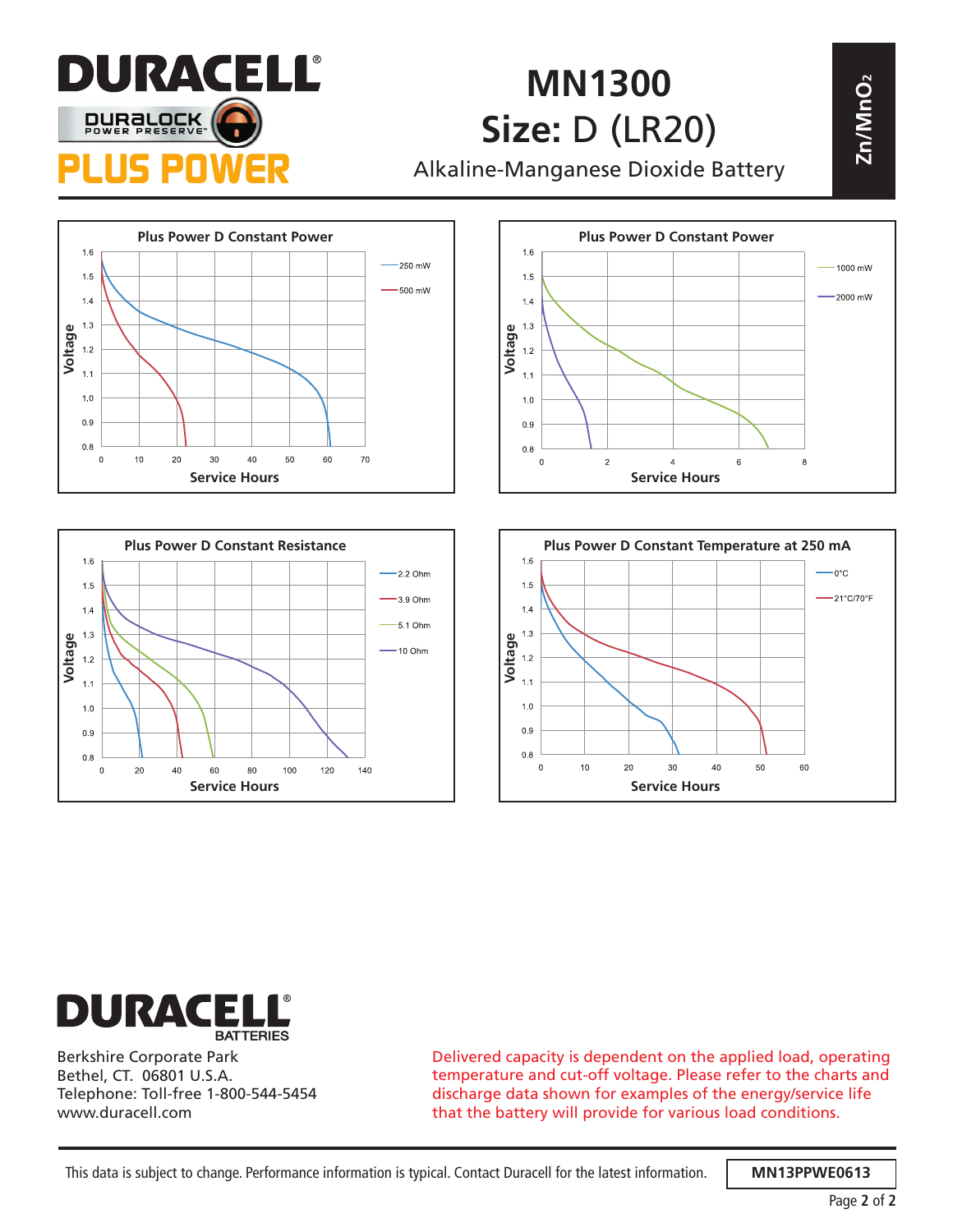DURACELL®

DURALOCK POWER PRESERVE™

PLUS POWER

# MN1300

# Size: D (LR20)

Alkaline-Manganese Dioxide Battery

Zn/$MnO_2$

Plus Power D Constant Power

1.6
1.5
1.4
1.3
1.2
1.1
1.0
0.9
0.8

Voltage

0 10 20 30 40 50 60 70

Service Hours

250 mW
500 mW

Plus Power D Constant Power

1.6
1.5
1.4
1.3
1.2
1.1
1.0
0.9
0.8

Voltage

0 2 4 6 8

Service Hours

1000 mW
2000 mW

Plus Power D Constant Resistance

1.6
1.5
1.4
1.3
1.2
1.1
1.0
0.9
0.8

Voltage

0 20 40 60 80 100 120 140

Service Hours

2.2 Ohm
3.9 Ohm
5.1 Ohm
10 Ohm

Plus Power D Constant Temperature at 250 mA

1.6
1.5
1.4
1.3
1.2
1.1
1.0
0.9
0.8

Voltage

0 10 20 30 40 50 60

Service Hours

0°C
21°C/70°F

DURACELL® BATTERIES

Berkshire Corporate Park
Bethel, CT. 06801 U.S.A.
Telephone: Toll-free 1-800-544-5454
www.duracell.com

Delivered capacity is dependent on the applied load, operating temperature and cut-off voltage. Please refer to the charts and discharge data shown for examples of the energy/service life that the battery will provide for various load conditions.

This data is subject to change. Performance information is typical. Contact Duracell for the latest information.

MN13PPWE0613